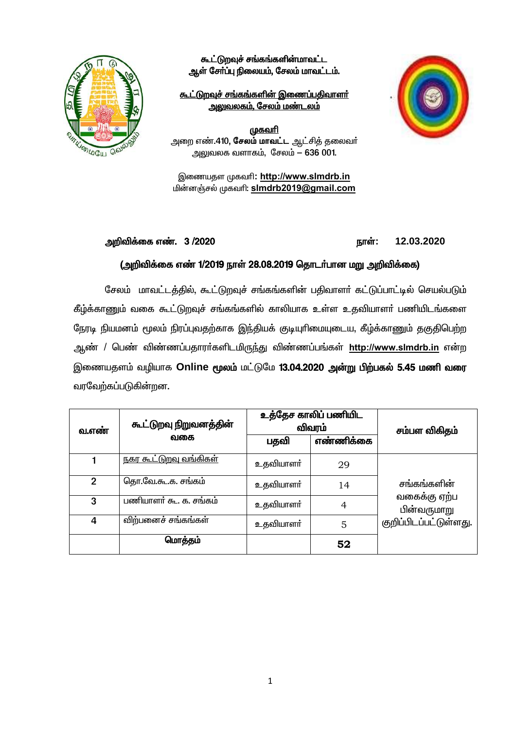**கூட்டுறவுச் சங்கங்களின்மாவட்ட**
**ஆள் சேர்ப்பு நிலையம், சேலம் மாவட்டம்.**

**கூட்டுறவுச் சங்கங்களின் இணைப்பதிவாளர்**
**அலுவலகம், சேலம் மண்டலம்**

**முகவரி**
அறை எண்.410, **சேலம் மாவட்ட** ஆட்சித் தலைவர்
அலுவலக வளாகம், சேலம் – 636 001.

இணையதள முகவரி: **http://www.slmdrb.in**
மின்னஞ்சல் முகவரி: **slmdrb2019@gmail.com**

**அறிவிக்கை எண். 3 /2020** **நாள்: 12.03.2020**

**(அறிவிக்கை எண் 1/2019 நாள் 28.08.2019 தொடர்பான மறு அறிவிக்கை)**

சேலம் மாவட்டத்தில், கூட்டுறவுச் சங்கங்களின் பதிவாளர் கட்டுப்பாட்டில் செயல்படும் கீழ்க்காணும் வகை கூட்டுறவுச் சங்கங்களில் காலியாக உள்ள உதவியாளர் பணியிடங்களை நேரடி நியமனம் மூலம் நிரப்புவதற்காக இந்தியக் குடியுரிமையுடைய, கீழ்க்காணும் தகுதிபெற்ற ஆண் / பெண் விண்ணப்பதாரர்களிடமிருந்து விண்ணப்பங்கள் **http://www.slmdrb.in** என்ற இணையதளம் வழியாக **Online மூலம்** மட்டுமே **13.04.2020 அன்று பிற்பகல் 5.45 மணி வரை** வரவேற்கப்படுகின்றன.

| வ.எண் | கூட்டுறவு நிறுவனத்தின் வகை | உத்தேச காலிப் பணியிட விவரம் | | சம்பள விகிதம் |
|---|---|---|---|---|
| | | பதவி | எண்ணிக்கை | |
| 1 | நகர கூட்டுறவு வங்கிகள் | உதவியாளர் | 29 | சங்கங்களின் வகைக்கு ஏற்ப பின்வருமாறு குறிப்பிடப்பட்டுள்ளது. |
| 2 | தொ.வே.கூ.க. சங்கம் | உதவியாளர் | 14 | |
| 3 | பணியாளர் கூ. க. சங்கம் | உதவியாளர் | 4 | |
| 4 | விற்பனைச் சங்கங்கள் | உதவியாளர் | 5 | |
| | **மொத்தம்** | | **52** | |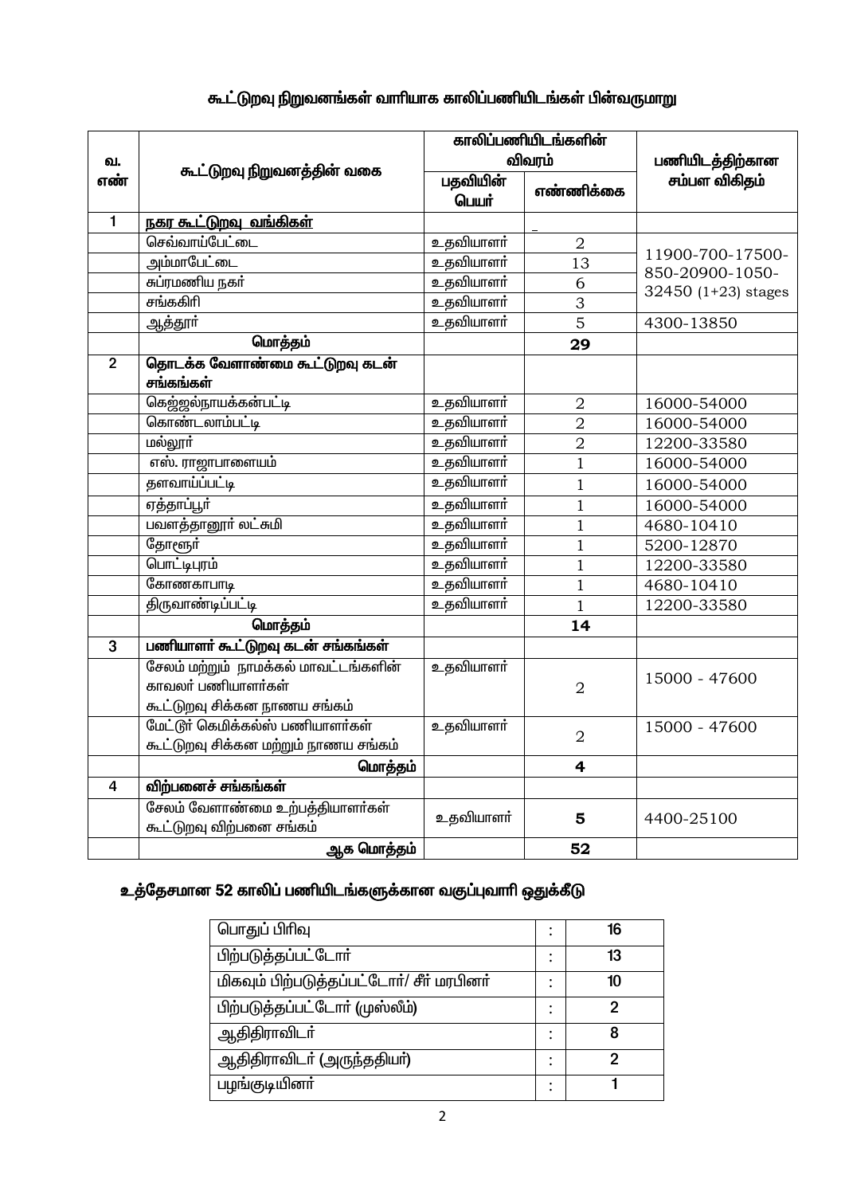## கூட்டுறவு நிறுவனங்கள் வாரியாக காலிப்பணியிடங்கள் பின்வருமாறு

| வ. எண் | கூட்டுறவு நிறுவனத்தின் வகை | காலிப்பணியிடங்களின் விவரம் | | பணியிடத்திற்கான சம்பள விகிதம் |
|---|---|---|---|---|
| | | பதவியின் பெயர் | எண்ணிக்கை | |
| 1 | **நகர கூட்டுறவு வங்கிகள்** | | - | |
| | செவ்வாய்பேட்டை | உதவியாளர் | 2 | 11900-700-17500-850-20900-1050-32450 (1+23) stages |
| | அம்மாபேட்டை | உதவியாளர் | 13 | |
| | சுப்ரமணிய நகர் | உதவியாளர் | 6 | |
| | சங்ககிரி | உதவியாளர் | 3 | |
| | ஆத்தூர் | உதவியாளர் | 5 | 4300-13850 |
| | **மொத்தம்** | | **29** | |
| 2 | **தொடக்க வேளாண்மை கூட்டுறவு கடன் சங்கங்கள்** | | | |
| | கெஜ்ஜல்நாயக்கன்பட்டி | உதவியாளர் | 2 | 16000-54000 |
| | கொண்டலாம்பட்டி | உதவியாளர் | 2 | 16000-54000 |
| | மல்லூர் | உதவியாளர் | 2 | 12200-33580 |
| | எஸ். ராஜாபாளையம் | உதவியாளர் | 1 | 16000-54000 |
| | தளவாய்ப்பட்டி | உதவியாளர் | 1 | 16000-54000 |
| | ஏத்தாப்பூர் | உதவியாளர் | 1 | 16000-54000 |
| | பவளத்தானூர் லட்சுமி | உதவியாளர் | 1 | 4680-10410 |
| | தோளூர் | உதவியாளர் | 1 | 5200-12870 |
| | பொட்டிபுரம் | உதவியாளர் | 1 | 12200-33580 |
| | கோணகாபாடி | உதவியாளர் | 1 | 4680-10410 |
| | திருவாண்டிப்பட்டி | உதவியாளர் | 1 | 12200-33580 |
| | **மொத்தம்** | | **14** | |
| 3 | **பணியாளர் கூட்டுறவு கடன் சங்கங்கள்** | | | |
| | சேலம் மற்றும் நாமக்கல் மாவட்டங்களின் காவலர் பணியாளர்கள் கூட்டுறவு சிக்கன நாணய சங்கம் | உதவியாளர் | 2 | 15000 - 47600 |
| | மேட்டூர் கெமிக்கல்ஸ் பணியாளர்கள் கூட்டுறவு சிக்கன மற்றும் நாணய சங்கம் | உதவியாளர் | 2 | 15000 - 47600 |
| | **மொத்தம்** | | **4** | |
| 4 | **விற்பனைச் சங்கங்கள்** | | | |
| | சேலம் வேளாண்மை உற்பத்தியாளர்கள் கூட்டுறவு விற்பனை சங்கம் | உதவியாளர் | **5** | 4400-25100 |
| | **ஆக மொத்தம்** | | **52** | |

## உத்தேசமான 52 காலிப் பணியிடங்களுக்கான வகுப்புவாரி ஒதுக்கீடு

| | | |
|---|---|---|
| பொதுப் பிரிவு | : | 16 |
| பிற்படுத்தப்பட்டோர் | : | 13 |
| மிகவும் பிற்படுத்தப்பட்டோர்/ சீர் மரபினர் | : | 10 |
| பிற்படுத்தப்பட்டோர் (முஸ்லீம்) | : | 2 |
| ஆதிதிராவிடர் | : | 8 |
| ஆதிதிராவிடர் (அருந்ததியர்) | : | 2 |
| பழங்குடியினர் | : | 1 |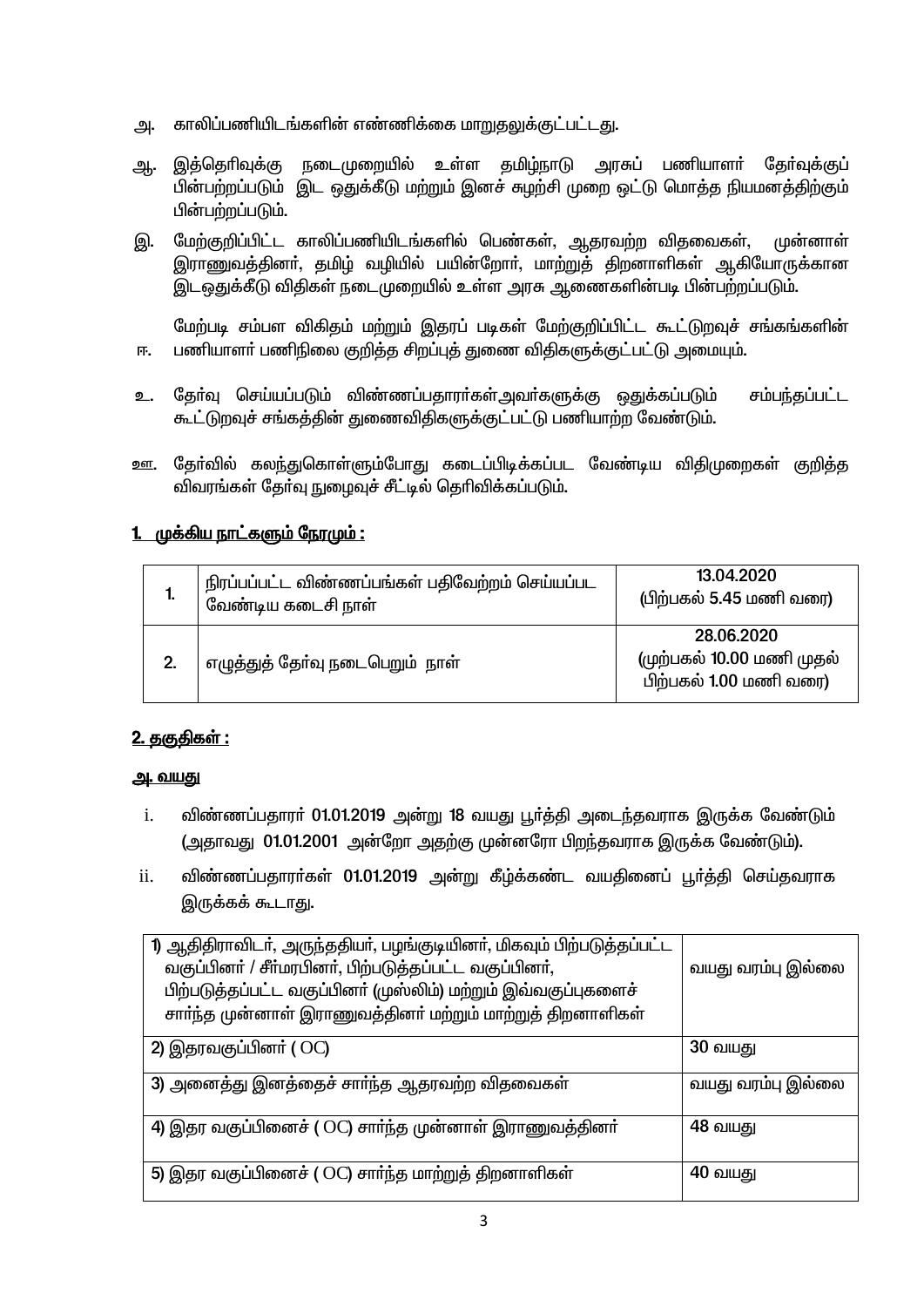அ. காலிப்பணியிடங்களின் எண்ணிக்கை மாறுதலுக்குட்பட்டது.

ஆ. இத்தெரிவுக்கு நடைமுறையில் உள்ள தமிழ்நாடு அரசுப் பணியாளர் தேர்வுக்குப் பின்பற்றப்படும் இட ஒதுக்கீடு மற்றும் இனச் சுழற்சி முறை ஒட்டு மொத்த நியமனத்திற்கும் பின்பற்றப்படும்.

இ. மேற்குறிப்பிட்ட காலிப்பணியிடங்களில் பெண்கள், ஆதரவற்ற விதவைகள், முன்னாள் இராணுவத்தினர், தமிழ் வழியில் பயின்றோர், மாற்றுத் திறனாளிகள் ஆகியோருக்கான இடஒதுக்கீடு விதிகள் நடைமுறையில் உள்ள அரசு ஆணைகளின்படி பின்பற்றப்படும்.

ஈ. மேற்படி சம்பள விகிதம் மற்றும் இதரப் படிகள் மேற்குறிப்பிட்ட கூட்டுறவுச் சங்கங்களின் பணியாளர் பணிநிலை குறித்த சிறப்புத் துணை விதிகளுக்குட்பட்டு அமையும்.

உ. தேர்வு செய்யப்படும் விண்ணப்பதாரர்கள்அவர்களுக்கு ஒதுக்கப்படும் சம்பந்தப்பட்ட கூட்டுறவுச் சங்கத்தின் துணைவிதிகளுக்குட்பட்டு பணியாற்ற வேண்டும்.

ஊ. தேர்வில் கலந்துகொள்ளும்போது கடைப்பிடிக்கப்பட வேண்டிய விதிமுறைகள் குறித்த விவரங்கள் தேர்வு நுழைவுச் சீட்டில் தெரிவிக்கப்படும்.

## 1. முக்கிய நாட்களும் நேரமும் :

| | | |
|---|---|---|
| 1. | நிரப்பப்பட்ட விண்ணப்பங்கள் பதிவேற்றம் செய்யப்பட வேண்டிய கடைசி நாள் | 13.04.2020 (பிற்பகல் 5.45 மணி வரை) |
| 2. | எழுத்துத் தேர்வு நடைபெறும் நாள் | 28.06.2020 (முற்பகல் 10.00 மணி முதல் பிற்பகல் 1.00 மணி வரை) |

## 2. தகுதிகள் :

### அ. வயது

i. விண்ணப்பதாரர் 01.01.2019 அன்று 18 வயது பூர்த்தி அடைந்தவராக இருக்க வேண்டும் (அதாவது 01.01.2001 அன்றோ அதற்கு முன்னரோ பிறந்தவராக இருக்க வேண்டும்).

ii. விண்ணப்பதாரர்கள் 01.01.2019 அன்று கீழ்க்கண்ட வயதினைப் பூர்த்தி செய்தவராக இருக்கக் கூடாது.

| | |
|---|---|
| 1) ஆதிதிராவிடர், அருந்ததியர், பழங்குடியினர், மிகவும் பிற்படுத்தப்பட்ட வகுப்பினர் / சீர்மரபினர், பிற்படுத்தப்பட்ட வகுப்பினர், பிற்படுத்தப்பட்ட வகுப்பினர் (முஸ்லிம்) மற்றும் இவ்வகுப்புகளைச் சார்ந்த முன்னாள் இராணுவத்தினர் மற்றும் மாற்றுத் திறனாளிகள் | வயது வரம்பு இல்லை |
| 2) இதரவகுப்பினர் ( OC) | 30 வயது |
| 3) அனைத்து இனத்தைச் சார்ந்த ஆதரவற்ற விதவைகள் | வயது வரம்பு இல்லை |
| 4) இதர வகுப்பினைச் ( OC) சார்ந்த முன்னாள் இராணுவத்தினர் | 48 வயது |
| 5) இதர வகுப்பினைச் ( OC) சார்ந்த மாற்றுத் திறனாளிகள் | 40 வயது |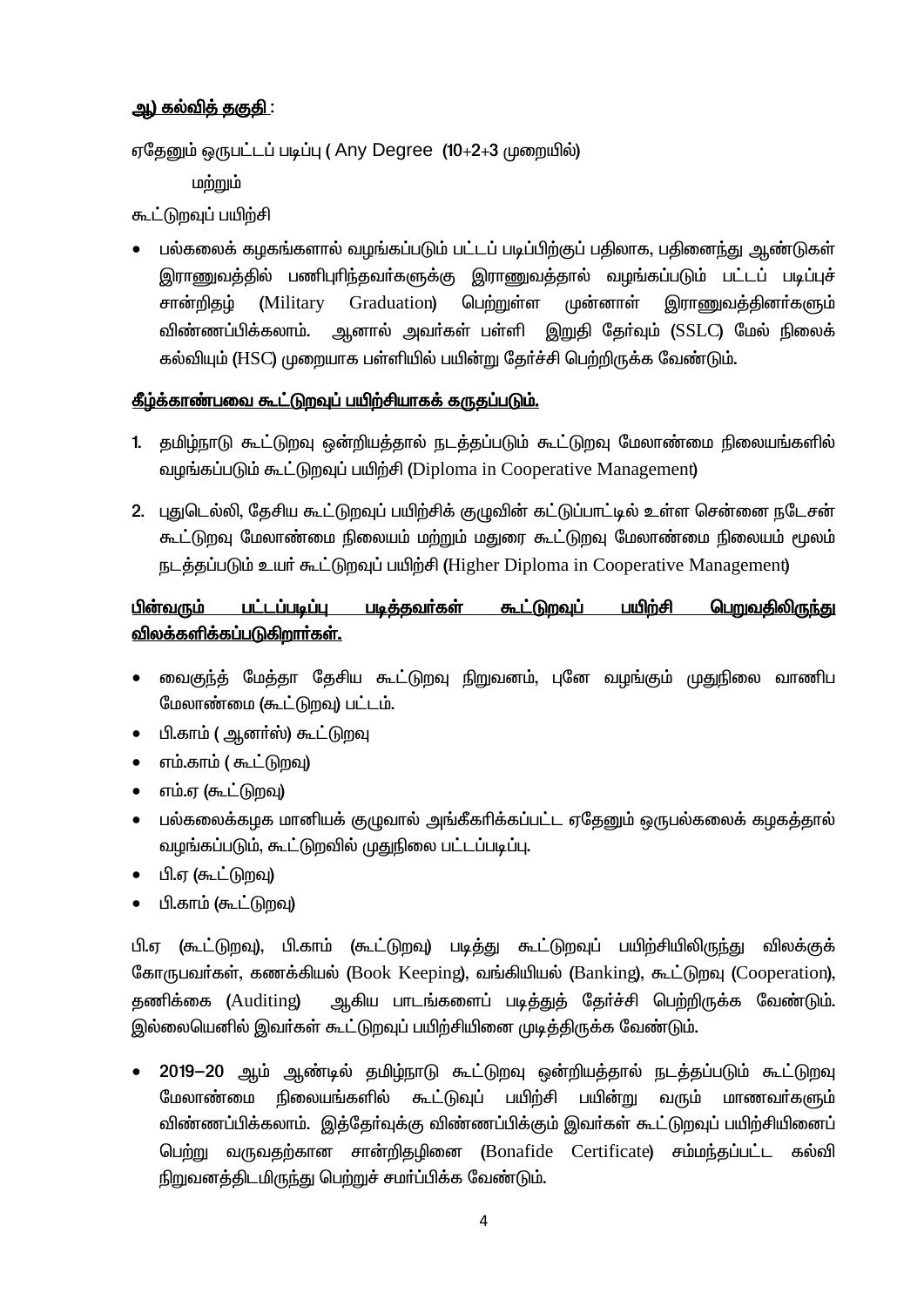**<u>ஆ) கல்வித் தகுதி</u>** :

ஏதேனும் ஒருபட்டப் படிப்பு ( Any Degree (10+2+3 முறையில்)

மற்றும்

கூட்டுறவுப் பயிற்சி

- பல்கலைக் கழகங்களால் வழங்கப்படும் பட்டப் படிப்பிற்குப் பதிலாக, பதினைந்து ஆண்டுகள் இராணுவத்தில் பணிபுரிந்தவர்களுக்கு இராணுவத்தால் வழங்கப்படும் பட்டப் படிப்புச் சான்றிதழ் (Military Graduation) பெற்றுள்ள முன்னாள் இராணுவத்தினர்களும் விண்ணப்பிக்கலாம். ஆனால் அவர்கள் பள்ளி இறுதி தேர்வும் (SSLC) மேல் நிலைக் கல்வியும் (HSC) முறையாக பள்ளியில் பயின்று தேர்ச்சி பெற்றிருக்க வேண்டும்.

**<u>கீழ்க்காண்பவை கூட்டுறவுப் பயிற்சியாகக் கருதப்படும்.</u>**

1. தமிழ்நாடு கூட்டுறவு ஒன்றியத்தால் நடத்தப்படும் கூட்டுறவு மேலாண்மை நிலையங்களில் வழங்கப்படும் கூட்டுறவுப் பயிற்சி (Diploma in Cooperative Management)
2. புதுடெல்லி, தேசிய கூட்டுறவுப் பயிற்சிக் குழுவின் கட்டுப்பாட்டில் உள்ள சென்னை நடேசன் கூட்டுறவு மேலாண்மை நிலையம் மற்றும் மதுரை கூட்டுறவு மேலாண்மை நிலையம் மூலம் நடத்தப்படும் உயர் கூட்டுறவுப் பயிற்சி (Higher Diploma in Cooperative Management)

**<u>பின்வரும் பட்டப்படிப்பு படித்தவர்கள் கூட்டுறவுப் பயிற்சி பெறுவதிலிருந்து விலக்களிக்கப்படுகிறார்கள்.</u>**

- வைகுந்த் மேத்தா தேசிய கூட்டுறவு நிறுவனம், புனே வழங்கும் முதுநிலை வாணிப மேலாண்மை (கூட்டுறவு) பட்டம்.
- பி.காம் ( ஆனர்ஸ்) கூட்டுறவு
- எம்.காம் ( கூட்டுறவு)
- எம்.ஏ (கூட்டுறவு)
- பல்கலைக்கழக மானியக் குழுவால் அங்கீகரிக்கப்பட்ட ஏதேனும் ஒருபல்கலைக் கழகத்தால் வழங்கப்படும், கூட்டுறவில் முதுநிலை பட்டப்படிப்பு.
- பி.ஏ (கூட்டுறவு)
- பி.காம் (கூட்டுறவு)

பி.ஏ (கூட்டுறவு), பி.காம் (கூட்டுறவு) படித்து கூட்டுறவுப் பயிற்சியிலிருந்து விலக்குக் கோருபவர்கள், கணக்கியல் (Book Keeping), வங்கியியல் (Banking), கூட்டுறவு (Cooperation), தணிக்கை (Auditing) ஆகிய பாடங்களைப் படித்துத் தேர்ச்சி பெற்றிருக்க வேண்டும். இல்லையெனில் இவர்கள் கூட்டுறவுப் பயிற்சியினை முடித்திருக்க வேண்டும்.

- 2019–20 ஆம் ஆண்டில் தமிழ்நாடு கூட்டுறவு ஒன்றியத்தால் நடத்தப்படும் கூட்டுறவு மேலாண்மை நிலையங்களில் கூட்டுவுப் பயிற்சி பயின்று வரும் மாணவர்களும் விண்ணப்பிக்கலாம். இத்தேர்வுக்கு விண்ணப்பிக்கும் இவர்கள் கூட்டுறவுப் பயிற்சியினைப் பெற்று வருவதற்கான சான்றிதழினை (Bonafide Certificate) சம்மந்தப்பட்ட கல்வி நிறுவனத்திடமிருந்து பெற்றுச் சமர்ப்பிக்க வேண்டும்.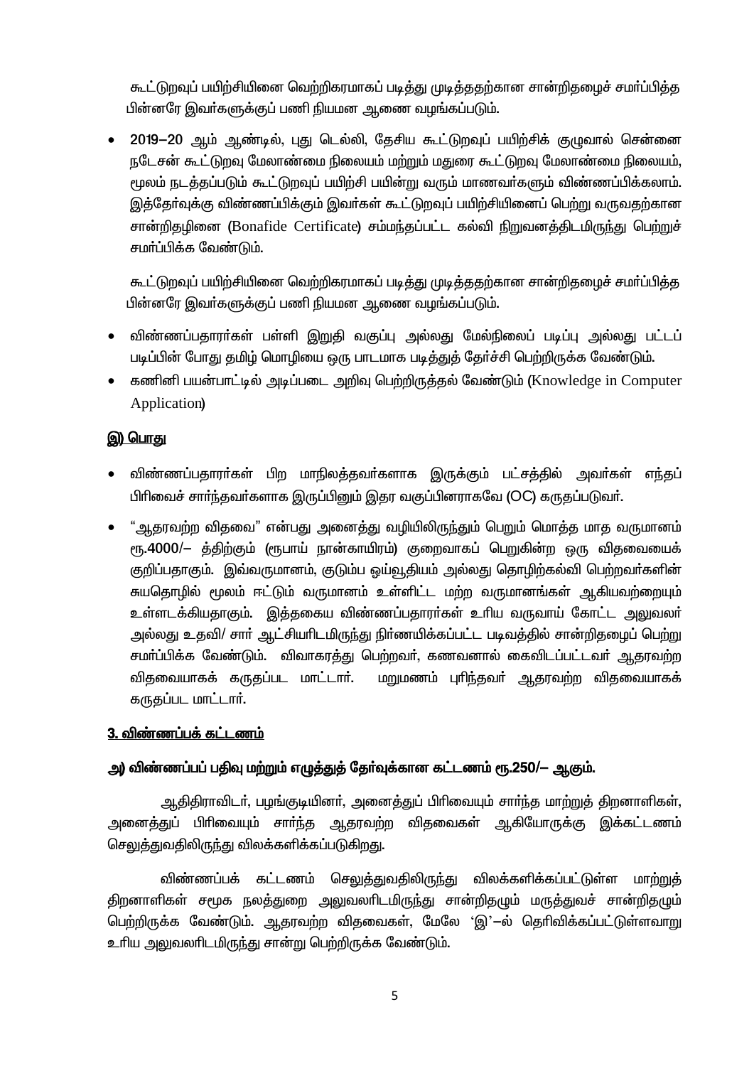கூட்டுறவுப் பயிற்சியினை வெற்றிகரமாகப் படித்து முடித்ததற்கான சான்றிதழைச் சமர்ப்பித்த பின்னரே இவர்களுக்குப் பணி நியமன ஆணை வழங்கப்படும்.

- 2019–20 ஆம் ஆண்டில், புது டெல்லி, தேசிய கூட்டுறவுப் பயிற்சிக் குழுவால் சென்னை நடேசன் கூட்டுறவு மேலாண்மை நிலையம் மற்றும் மதுரை கூட்டுறவு மேலாண்மை நிலையம், மூலம் நடத்தப்படும் கூட்டுறவுப் பயிற்சி பயின்று வரும் மாணவர்களும் விண்ணப்பிக்கலாம். இத்தேர்வுக்கு விண்ணப்பிக்கும் இவர்கள் கூட்டுறவுப் பயிற்சியினைப் பெற்று வருவதற்கான சான்றிதழினை (Bonafide Certificate) சம்மந்தப்பட்ட கல்வி நிறுவனத்திடமிருந்து பெற்றுச் சமர்ப்பிக்க வேண்டும்.

  கூட்டுறவுப் பயிற்சியினை வெற்றிகரமாகப் படித்து முடித்ததற்கான சான்றிதழைச் சமர்ப்பித்த பின்னரே இவர்களுக்குப் பணி நியமன ஆணை வழங்கப்படும்.

- விண்ணப்பதாரர்கள் பள்ளி இறுதி வகுப்பு அல்லது மேல்நிலைப் படிப்பு அல்லது பட்டப் படிப்பின் போது தமிழ் மொழியை ஒரு பாடமாக படித்துத் தேர்ச்சி பெற்றிருக்க வேண்டும்.
- கணினி பயன்பாட்டில் அடிப்படை அறிவு பெற்றிருத்தல் வேண்டும் (Knowledge in Computer Application)

### இ) பொது

- விண்ணப்பதாரர்கள் பிற மாநிலத்தவர்களாக இருக்கும் பட்சத்தில் அவர்கள் எந்தப் பிரிவைச் சார்ந்தவர்களாக இருப்பினும் இதர வகுப்பினராகவே (OC) கருதப்படுவர்.
- "ஆதரவற்ற விதவை" என்பது அனைத்து வழியிலிருந்தும் பெறும் மொத்த மாத வருமானம் ரூ.4000/– த்திற்கும் (ரூபாய் நான்காயிரம்) குறைவாகப் பெறுகின்ற ஒரு விதவையைக் குறிப்பதாகும். இவ்வருமானம், குடும்ப ஓய்வூதியம் அல்லது தொழிற்கல்வி பெற்றவர்களின் சுயதொழில் மூலம் ஈட்டும் வருமானம் உள்ளிட்ட மற்ற வருமானங்கள் ஆகியவற்றையும் உள்ளடக்கியதாகும். இத்தகைய விண்ணப்பதாரர்கள் உரிய வருவாய் கோட்ட அலுவலர் அல்லது உதவி/ சார் ஆட்சியரிடமிருந்து நிர்ணயிக்கப்பட்ட படிவத்தில் சான்றிதழைப் பெற்று சமர்ப்பிக்க வேண்டும். விவாகரத்து பெற்றவர், கணவனால் கைவிடப்பட்டவர் ஆதரவற்ற விதவையாகக் கருதப்பட மாட்டார். மறுமணம் புரிந்தவர் ஆதரவற்ற விதவையாகக் கருதப்பட மாட்டார்.

## 3. விண்ணப்பக் கட்டணம்

### அ) விண்ணப்பப் பதிவு மற்றும் எழுத்துத் தேர்வுக்கான கட்டணம் ரூ.250/– ஆகும்.

ஆதிதிராவிடர், பழங்குடியினர், அனைத்துப் பிரிவையும் சார்ந்த மாற்றுத் திறனாளிகள், அனைத்துப் பிரிவையும் சார்ந்த ஆதரவற்ற விதவைகள் ஆகியோருக்கு இக்கட்டணம் செலுத்துவதிலிருந்து விலக்களிக்கப்படுகிறது.

விண்ணப்பக் கட்டணம் செலுத்துவதிலிருந்து விலக்களிக்கப்பட்டுள்ள மாற்றுத் திறனாளிகள் சமூக நலத்துறை அலுவலரிடமிருந்து சான்றிதழும் மருத்துவச் சான்றிதழும் பெற்றிருக்க வேண்டும். ஆதரவற்ற விதவைகள், மேலே 'இ'–ல் தெரிவிக்கப்பட்டுள்ளவாறு உரிய அலுவலரிடமிருந்து சான்று பெற்றிருக்க வேண்டும்.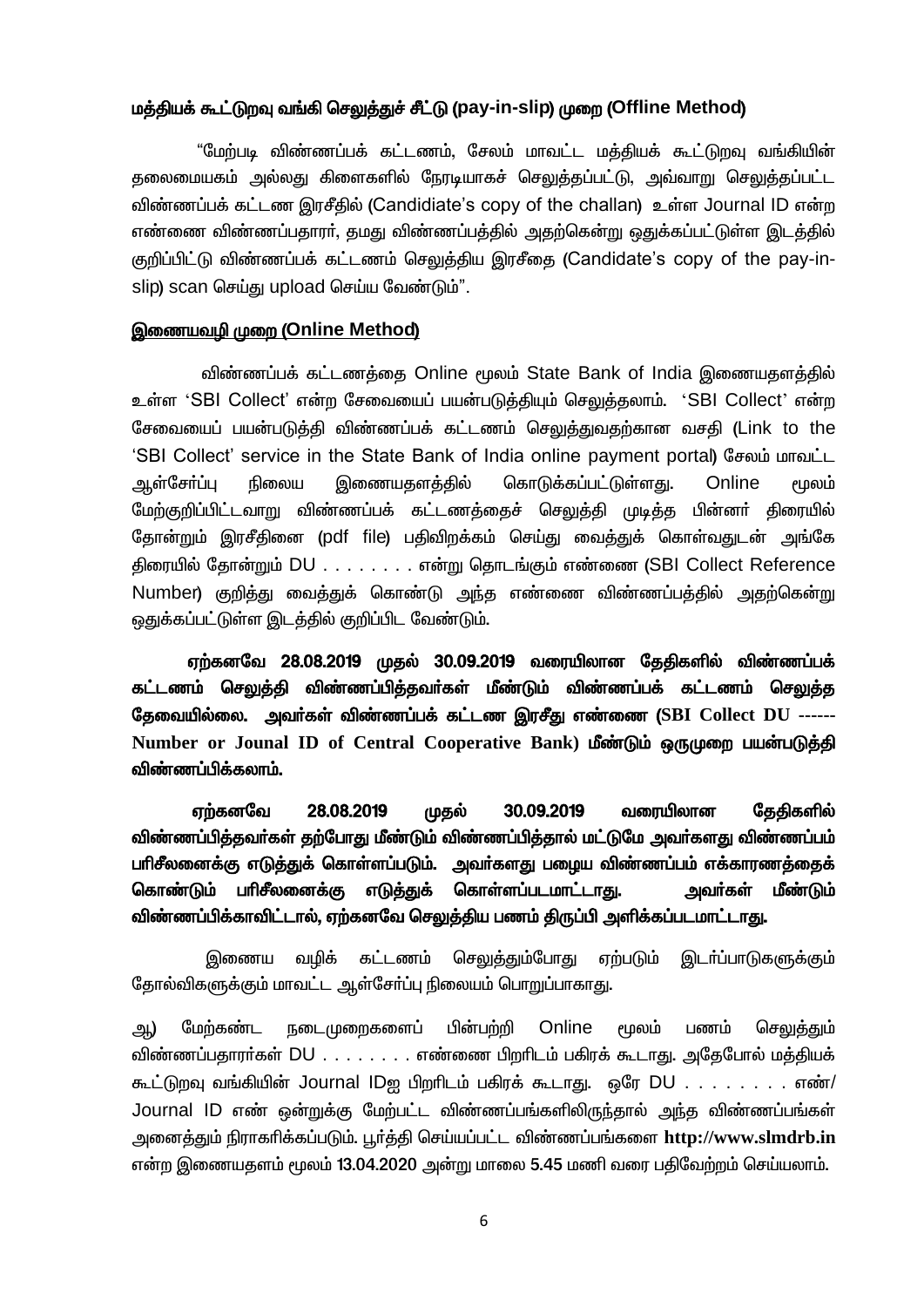**மத்தியக் கூட்டுறவு வங்கி செலுத்துச் சீட்டு (pay-in-slip) முறை (Offline Method)**

"மேற்படி விண்ணப்பக் கட்டணம், சேலம் மாவட்ட மத்தியக் கூட்டுறவு வங்கியின் தலைமையகம் அல்லது கிளைகளில் நேரடியாகச் செலுத்தப்பட்டு, அவ்வாறு செலுத்தப்பட்ட விண்ணப்பக் கட்டண இரசீதில் (Candidiate's copy of the challan) உள்ள Journal ID என்ற எண்ணை விண்ணப்பதாரர், தமது விண்ணப்பத்தில் அதற்கென்று ஒதுக்கப்பட்டுள்ள இடத்தில் குறிப்பிட்டு விண்ணப்பக் கட்டணம் செலுத்திய இரசீதை (Candidate's copy of the pay-in-slip) scan செய்து upload செய்ய வேண்டும்".

**<u>இணையவழி முறை (Online Method)</u>**

விண்ணப்பக் கட்டணத்தை Online மூலம் State Bank of India இணையதளத்தில் உள்ள 'SBI Collect' என்ற சேவையைப் பயன்படுத்தியும் செலுத்தலாம். 'SBI Collect' என்ற சேவையைப் பயன்படுத்தி விண்ணப்பக் கட்டணம் செலுத்துவதற்கான வசதி (Link to the 'SBI Collect' service in the State Bank of India online payment portal) சேலம் மாவட்ட ஆள்சேர்ப்பு நிலைய இணையதளத்தில் கொடுக்கப்பட்டுள்ளது. Online மூலம் மேற்குறிப்பிட்டவாறு விண்ணப்பக் கட்டணத்தைச் செலுத்தி முடித்த பின்னர் திரையில் தோன்றும் இரசீதினை (pdf file) பதிவிறக்கம் செய்து வைத்துக் கொள்வதுடன் அங்கே திரையில் தோன்றும் DU . . . . . . . . என்று தொடங்கும் எண்ணை (SBI Collect Reference Number) குறித்து வைத்துக் கொண்டு அந்த எண்ணை விண்ணப்பத்தில் அதற்கென்று ஒதுக்கப்பட்டுள்ள இடத்தில் குறிப்பிட வேண்டும்.

**ஏற்கனவே 28.08.2019 முதல் 30.09.2019 வரையிலான தேதிகளில் விண்ணப்பக் கட்டணம் செலுத்தி விண்ணப்பித்தவர்கள் மீண்டும் விண்ணப்பக் கட்டணம் செலுத்த தேவையில்லை. அவர்கள் விண்ணப்பக் கட்டண இரசீது எண்ணை (SBI Collect DU ------ Number or Jounal ID of Central Cooperative Bank) மீண்டும் ஒருமுறை பயன்படுத்தி விண்ணப்பிக்கலாம்.**

**ஏற்கனவே 28.08.2019 முதல் 30.09.2019 வரையிலான தேதிகளில் விண்ணப்பித்தவர்கள் தற்போது மீண்டும் விண்ணப்பித்தால் மட்டுமே அவர்களது விண்ணப்பம் பரிசீலனைக்கு எடுத்துக் கொள்ளப்படும். அவர்களது பழைய விண்ணப்பம் எக்காரணத்தைக் கொண்டும் பரிசீலனைக்கு எடுத்துக் கொள்ளப்படமாட்டாது. அவர்கள் மீண்டும் விண்ணப்பிக்காவிட்டால், ஏற்கனவே செலுத்திய பணம் திருப்பி அளிக்கப்படமாட்டாது.**

இணைய வழிக் கட்டணம் செலுத்தும்போது ஏற்படும் இடர்ப்பாடுகளுக்கும் தோல்விகளுக்கும் மாவட்ட ஆள்சேர்ப்பு நிலையம் பொறுப்பாகாது.

ஆ) மேற்கண்ட நடைமுறைகளைப் பின்பற்றி Online மூலம் பணம் செலுத்தும் விண்ணப்பதாரர்கள் DU . . . . . . . . எண்ணை பிறரிடம் பகிரக் கூடாது. அதேபோல் மத்தியக் கூட்டுறவு வங்கியின் Journal IDஐ பிறரிடம் பகிரக் கூடாது. ஒரே DU . . . . . . . . எண்/ Journal ID எண் ஒன்றுக்கு மேற்பட்ட விண்ணப்பங்களிலிருந்தால் அந்த விண்ணப்பங்கள் அனைத்தும் நிராகரிக்கப்படும். பூர்த்தி செய்யப்பட்ட விண்ணப்பங்களை **http://www.slmdrb.in** என்ற இணையதளம் மூலம் 13.04.2020 அன்று மாலை 5.45 மணி வரை பதிவேற்றம் செய்யலாம்.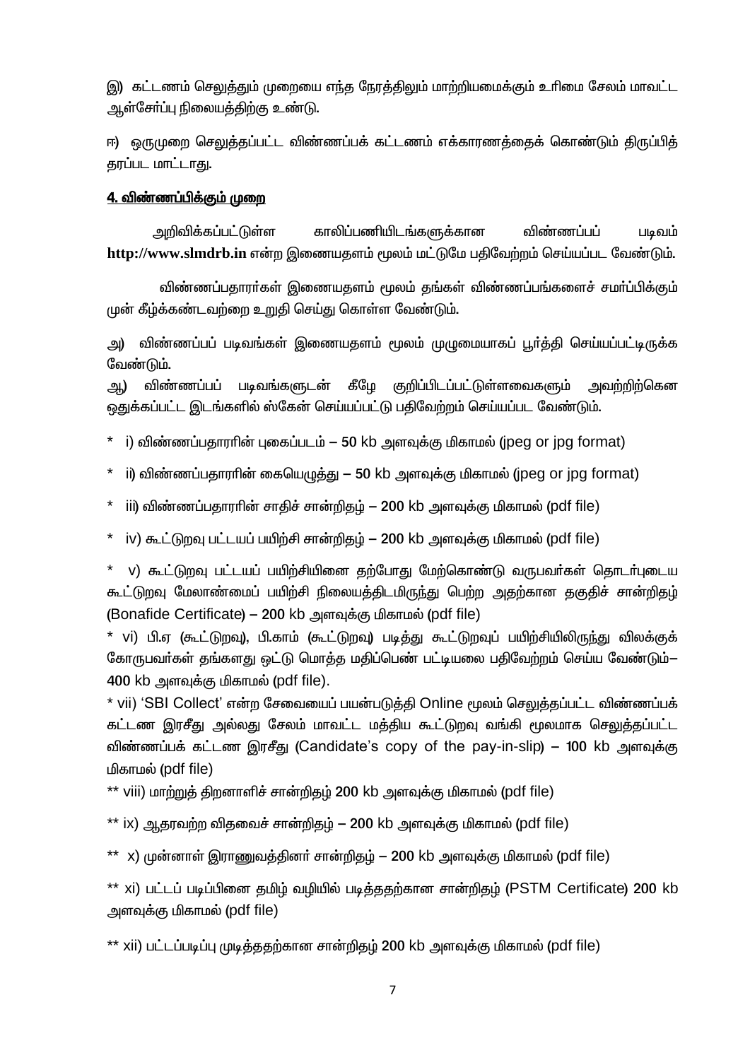இ) கட்டணம் செலுத்தும் முறையை எந்த நேரத்திலும் மாற்றியமைக்கும் உரிமை சேலம் மாவட்ட ஆள்சேர்ப்பு நிலையத்திற்கு உண்டு.

ஈ) ஒருமுறை செலுத்தப்பட்ட விண்ணப்பக் கட்டணம் எக்காரணத்தைக் கொண்டும் திருப்பித் தரப்பட மாட்டாது.

## 4. விண்ணப்பிக்கும் முறை

அறிவிக்கப்பட்டுள்ள காலிப்பணியிடங்களுக்கான விண்ணப்பப் படிவம் **http://www.slmdrb.in** என்ற இணையதளம் மூலம் மட்டுமே பதிவேற்றம் செய்யப்பட வேண்டும்.

விண்ணப்பதாரர்கள் இணையதளம் மூலம் தங்கள் விண்ணப்பங்களைச் சமர்ப்பிக்கும் முன் கீழ்க்கண்டவற்றை உறுதி செய்து கொள்ள வேண்டும்.

அ) விண்ணப்பப் படிவங்கள் இணையதளம் மூலம் முழுமையாகப் பூர்த்தி செய்யப்பட்டிருக்க வேண்டும்.

ஆ) விண்ணப்பப் படிவங்களுடன் கீழே குறிப்பிடப்பட்டுள்ளவைகளும் அவற்றிற்கென ஒதுக்கப்பட்ட இடங்களில் ஸ்கேன் செய்யப்பட்டு பதிவேற்றம் செய்யப்பட வேண்டும்.

\* i) விண்ணப்பதாரரின் புகைப்படம் – 50 kb அளவுக்கு மிகாமல் (jpeg or jpg format)

\* ii) விண்ணப்பதாரரின் கையெழுத்து – 50 kb அளவுக்கு மிகாமல் (jpeg or jpg format)

\* iii) விண்ணப்பதாரரின் சாதிச் சான்றிதழ் – 200 kb அளவுக்கு மிகாமல் (pdf file)

\* iv) கூட்டுறவு பட்டயப் பயிற்சி சான்றிதழ் – 200 kb அளவுக்கு மிகாமல் (pdf file)

\* v) கூட்டுறவு பட்டயப் பயிற்சியினை தற்போது மேற்கொண்டு வருபவர்கள் தொடர்புடைய கூட்டுறவு மேலாண்மைப் பயிற்சி நிலையத்திடமிருந்து பெற்ற அதற்கான தகுதிச் சான்றிதழ் (Bonafide Certificate) – 200 kb அளவுக்கு மிகாமல் (pdf file)

\* vi) பி.ஏ (கூட்டுறவு), பி.காம் (கூட்டுறவு) படித்து கூட்டுறவுப் பயிற்சியிலிருந்து விலக்குக் கோருபவர்கள் தங்களது ஒட்டு மொத்த மதிப்பெண் பட்டியலை பதிவேற்றம் செய்ய வேண்டும்– 400 kb அளவுக்கு மிகாமல் (pdf file).

\* vii) 'SBI Collect' என்ற சேவையைப் பயன்படுத்தி Online மூலம் செலுத்தப்பட்ட விண்ணப்பக் கட்டண இரசீது அல்லது சேலம் மாவட்ட மத்திய கூட்டுறவு வங்கி மூலமாக செலுத்தப்பட்ட விண்ணப்பக் கட்டண இரசீது (Candidate's copy of the pay-in-slip) – 100 kb அளவுக்கு மிகாமல் (pdf file)

\*\* viii) மாற்றுத் திறனாளிச் சான்றிதழ் 200 kb அளவுக்கு மிகாமல் (pdf file)

\*\* ix) ஆதரவற்ற விதவைச் சான்றிதழ் – 200 kb அளவுக்கு மிகாமல் (pdf file)

\*\* x) முன்னாள் இராணுவத்தினர் சான்றிதழ் – 200 kb அளவுக்கு மிகாமல் (pdf file)

\*\* xi) பட்டப் படிப்பினை தமிழ் வழியில் படித்ததற்கான சான்றிதழ் (PSTM Certificate) 200 kb அளவுக்கு மிகாமல் (pdf file)

\*\* xii) பட்டப்படிப்பு முடித்ததற்கான சான்றிதழ் 200 kb அளவுக்கு மிகாமல் (pdf file)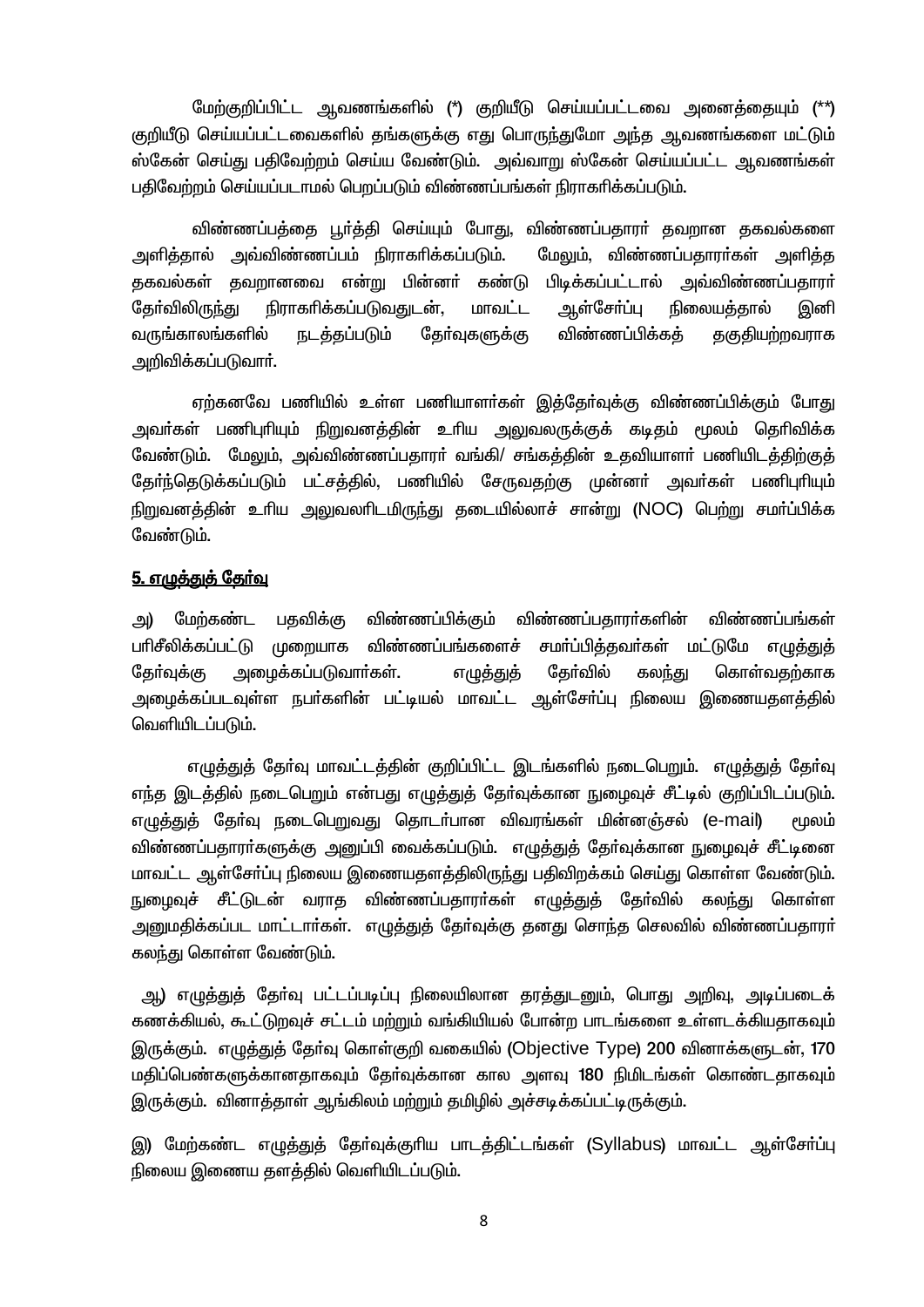மேற்குறிப்பிட்ட ஆவணங்களில் (*) குறியீடு செய்யப்பட்டவை அனைத்தையும் (**) குறியீடு செய்யப்பட்டவைகளில் தங்களுக்கு எது பொருந்துமோ அந்த ஆவணங்களை மட்டும் ஸ்கேன் செய்து பதிவேற்றம் செய்ய வேண்டும். அவ்வாறு ஸ்கேன் செய்யப்பட்ட ஆவணங்கள் பதிவேற்றம் செய்யப்படாமல் பெறப்படும் விண்ணப்பங்கள் நிராகரிக்கப்படும்.

விண்ணப்பத்தை பூர்த்தி செய்யும் போது, விண்ணப்பதாரர் தவறான தகவல்களை அளித்தால் அவ்விண்ணப்பம் நிராகரிக்கப்படும். மேலும், விண்ணப்பதாரர்கள் அளித்த தகவல்கள் தவறானவை என்று பின்னர் கண்டு பிடிக்கப்பட்டால் அவ்விண்ணப்பதாரர் தேர்விலிருந்து நிராகரிக்கப்படுவதுடன், மாவட்ட ஆள்சேர்ப்பு நிலையத்தால் இனி வருங்காலங்களில் நடத்தப்படும் தேர்வுகளுக்கு விண்ணப்பிக்கத் தகுதியற்றவராக அறிவிக்கப்படுவார்.

ஏற்கனவே பணியில் உள்ள பணியாளர்கள் இத்தேர்வுக்கு விண்ணப்பிக்கும் போது அவர்கள் பணிபுரியும் நிறுவனத்தின் உரிய அலுவலருக்குக் கடிதம் மூலம் தெரிவிக்க வேண்டும். மேலும், அவ்விண்ணப்பதாரர் வங்கி/ சங்கத்தின் உதவியாளர் பணியிடத்திற்குத் தேர்ந்தெடுக்கப்படும் பட்சத்தில், பணியில் சேருவதற்கு முன்னர் அவர்கள் பணிபுரியும் நிறுவனத்தின் உரிய அலுவலரிடமிருந்து தடையில்லாச் சான்று (NOC) பெற்று சமர்ப்பிக்க வேண்டும்.

## <u>5. எழுத்துத் தேர்வு</u>

அ) மேற்கண்ட பதவிக்கு விண்ணப்பிக்கும் விண்ணப்பதாரர்களின் விண்ணப்பங்கள் பரிசீலிக்கப்பட்டு முறையாக விண்ணப்பங்களைச் சமர்ப்பித்தவர்கள் மட்டுமே எழுத்துத் தேர்வுக்கு அழைக்கப்படுவார்கள். எழுத்துத் தேர்வில் கலந்து கொள்வதற்காக அழைக்கப்படவுள்ள நபர்களின் பட்டியல் மாவட்ட ஆள்சேர்ப்பு நிலைய இணையதளத்தில் வெளியிடப்படும்.

எழுத்துத் தேர்வு மாவட்டத்தின் குறிப்பிட்ட இடங்களில் நடைபெறும். எழுத்துத் தேர்வு எந்த இடத்தில் நடைபெறும் என்பது எழுத்துத் தேர்வுக்கான நுழைவுச் சீட்டில் குறிப்பிடப்படும். எழுத்துத் தேர்வு நடைபெறுவது தொடர்பான விவரங்கள் மின்னஞ்சல் (e-mail) மூலம் விண்ணப்பதாரர்களுக்கு அனுப்பி வைக்கப்படும். எழுத்துத் தேர்வுக்கான நுழைவுச் சீட்டினை மாவட்ட ஆள்சேர்ப்பு நிலைய இணையதளத்திலிருந்து பதிவிறக்கம் செய்து கொள்ள வேண்டும். நுழைவுச் சீட்டுடன் வராத விண்ணப்பதாரர்கள் எழுத்துத் தேர்வில் கலந்து கொள்ள அனுமதிக்கப்பட மாட்டார்கள். எழுத்துத் தேர்வுக்கு தனது சொந்த செலவில் விண்ணப்பதாரர் கலந்து கொள்ள வேண்டும்.

ஆ) எழுத்துத் தேர்வு பட்டப்படிப்பு நிலையிலான தரத்துடனும், பொது அறிவு, அடிப்படைக் கணக்கியல், கூட்டுறவுச் சட்டம் மற்றும் வங்கியியல் போன்ற பாடங்களை உள்ளடக்கியதாகவும் இருக்கும். எழுத்துத் தேர்வு கொள்குறி வகையில் (Objective Type) 200 வினாக்களுடன், 170 மதிப்பெண்களுக்கானதாகவும் தேர்வுக்கான கால அளவு 180 நிமிடங்கள் கொண்டதாகவும் இருக்கும். வினாத்தாள் ஆங்கிலம் மற்றும் தமிழில் அச்சடிக்கப்பட்டிருக்கும்.

இ) மேற்கண்ட எழுத்துத் தேர்வுக்குரிய பாடத்திட்டங்கள் (Syllabus) மாவட்ட ஆள்சேர்ப்பு நிலைய இணைய தளத்தில் வெளியிடப்படும்.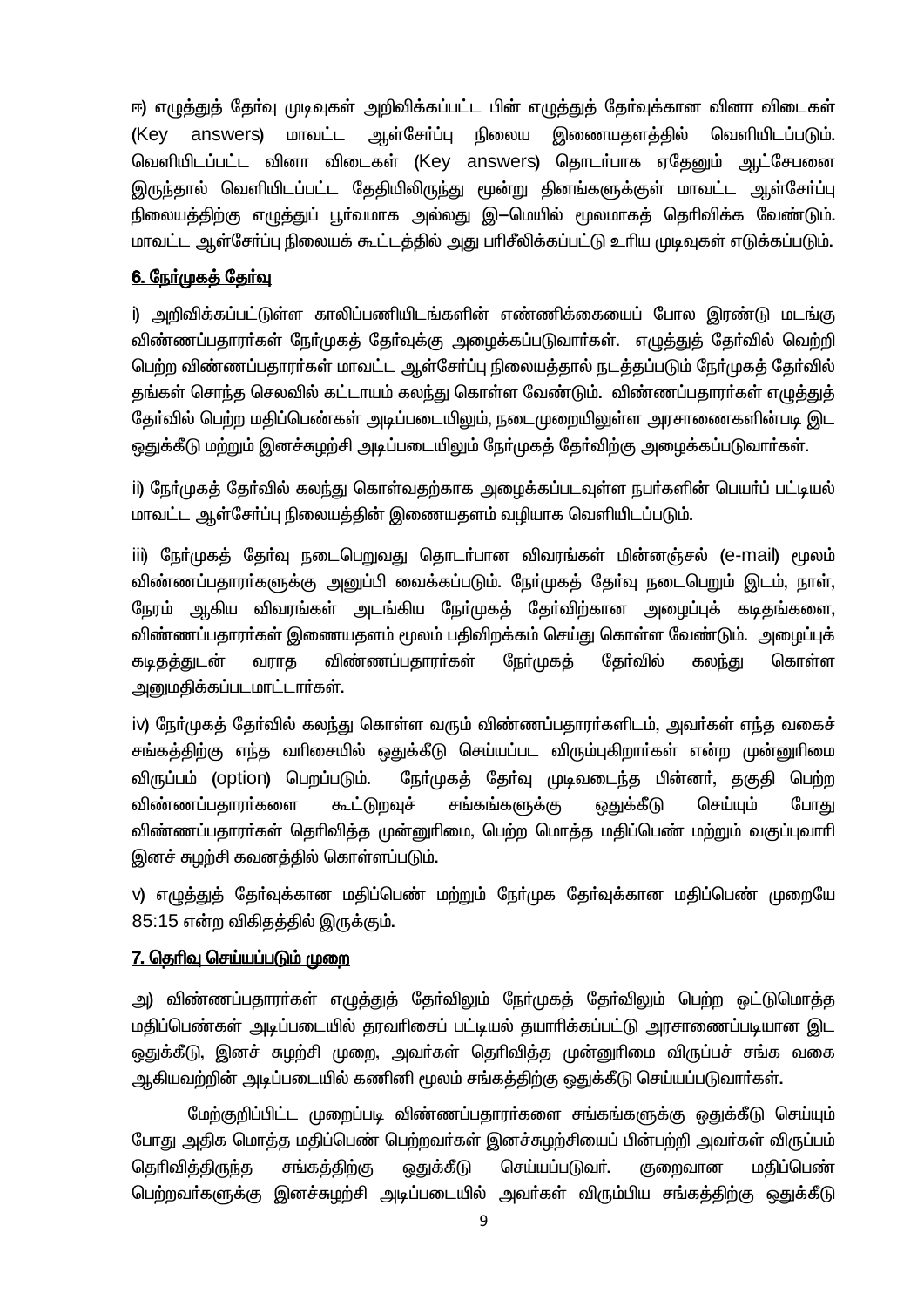ஈ) எழுத்துத் தேர்வு முடிவுகள் அறிவிக்கப்பட்ட பின் எழுத்துத் தேர்வுக்கான வினா விடைகள் (Key answers) மாவட்ட ஆள்சேர்ப்பு நிலைய இணையதளத்தில் வெளியிடப்படும். வெளியிடப்பட்ட வினா விடைகள் (Key answers) தொடர்பாக ஏதேனும் ஆட்சேபனை இருந்தால் வெளியிடப்பட்ட தேதியிலிருந்து மூன்று தினங்களுக்குள் மாவட்ட ஆள்சேர்ப்பு நிலையத்திற்கு எழுத்துப் பூர்வமாக அல்லது இ–மெயில் மூலமாகத் தெரிவிக்க வேண்டும். மாவட்ட ஆள்சேர்ப்பு நிலையக் கூட்டத்தில் அது பரிசீலிக்கப்பட்டு உரிய முடிவுகள் எடுக்கப்படும்.

**<u>6. நேர்முகத் தேர்வு</u>**

i) அறிவிக்கப்பட்டுள்ள காலிப்பணியிடங்களின் எண்ணிக்கையைப் போல இரண்டு மடங்கு விண்ணப்பதாரர்கள் நேர்முகத் தேர்வுக்கு அழைக்கப்படுவார்கள். எழுத்துத் தேர்வில் வெற்றி பெற்ற விண்ணப்பதாரர்கள் மாவட்ட ஆள்சேர்ப்பு நிலையத்தால் நடத்தப்படும் நேர்முகத் தேர்வில் தங்கள் சொந்த செலவில் கட்டாயம் கலந்து கொள்ள வேண்டும். விண்ணப்பதாரர்கள் எழுத்துத் தேர்வில் பெற்ற மதிப்பெண்கள் அடிப்படையிலும், நடைமுறையிலுள்ள அரசாணைகளின்படி இட ஒதுக்கீடு மற்றும் இனச்சுழற்சி அடிப்படையிலும் நேர்முகத் தேர்விற்கு அழைக்கப்படுவார்கள்.

ii) நேர்முகத் தேர்வில் கலந்து கொள்வதற்காக அழைக்கப்படவுள்ள நபர்களின் பெயர்ப் பட்டியல் மாவட்ட ஆள்சேர்ப்பு நிலையத்தின் இணையதளம் வழியாக வெளியிடப்படும்.

iii) நேர்முகத் தேர்வு நடைபெறுவது தொடர்பான விவரங்கள் மின்னஞ்சல் (e-mail) மூலம் விண்ணப்பதாரர்களுக்கு அனுப்பி வைக்கப்படும். நேர்முகத் தேர்வு நடைபெறும் இடம், நாள், நேரம் ஆகிய விவரங்கள் அடங்கிய நேர்முகத் தேர்விற்கான அழைப்புக் கடிதங்களை, விண்ணப்பதாரர்கள் இணையதளம் மூலம் பதிவிறக்கம் செய்து கொள்ள வேண்டும். அழைப்புக் கடிதத்துடன் வராத விண்ணப்பதாரர்கள் நேர்முகத் தேர்வில் கலந்து கொள்ள அனுமதிக்கப்படமாட்டார்கள்.

iv) நேர்முகத் தேர்வில் கலந்து கொள்ள வரும் விண்ணப்பதாரர்களிடம், அவர்கள் எந்த வகைச் சங்கத்திற்கு எந்த வரிசையில் ஒதுக்கீடு செய்யப்பட விரும்புகிறார்கள் என்ற முன்னுரிமை விருப்பம் (option) பெறப்படும். நேர்முகத் தேர்வு முடிவடைந்த பின்னர், தகுதி பெற்ற விண்ணப்பதாரர்களை கூட்டுறவுச் சங்கங்களுக்கு ஒதுக்கீடு செய்யும் போது விண்ணப்பதாரர்கள் தெரிவித்த முன்னுரிமை, பெற்ற மொத்த மதிப்பெண் மற்றும் வகுப்புவாரி இனச் சுழற்சி கவனத்தில் கொள்ளப்படும்.

v) எழுத்துத் தேர்வுக்கான மதிப்பெண் மற்றும் நேர்முக தேர்வுக்கான மதிப்பெண் முறையே 85:15 என்ற விகிதத்தில் இருக்கும்.

**<u>7. தெரிவு செய்யப்படும் முறை</u>**

அ) விண்ணப்பதாரர்கள் எழுத்துத் தேர்விலும் நேர்முகத் தேர்விலும் பெற்ற ஒட்டுமொத்த மதிப்பெண்கள் அடிப்படையில் தரவரிசைப் பட்டியல் தயாரிக்கப்பட்டு அரசாணைப்படியான இட ஒதுக்கீடு, இனச் சுழற்சி முறை, அவர்கள் தெரிவித்த முன்னுரிமை விருப்பச் சங்க வகை ஆகியவற்றின் அடிப்படையில் கணினி மூலம் சங்கத்திற்கு ஒதுக்கீடு செய்யப்படுவார்கள்.

மேற்குறிப்பிட்ட முறைப்படி விண்ணப்பதாரர்களை சங்கங்களுக்கு ஒதுக்கீடு செய்யும் போது அதிக மொத்த மதிப்பெண் பெற்றவர்கள் இனச்சுழற்சியைப் பின்பற்றி அவர்கள் விருப்பம் தெரிவித்திருந்த சங்கத்திற்கு ஒதுக்கீடு செய்யப்படுவர். குறைவான மதிப்பெண் பெற்றவர்களுக்கு இனச்சுழற்சி அடிப்படையில் அவர்கள் விரும்பிய சங்கத்திற்கு ஒதுக்கீடு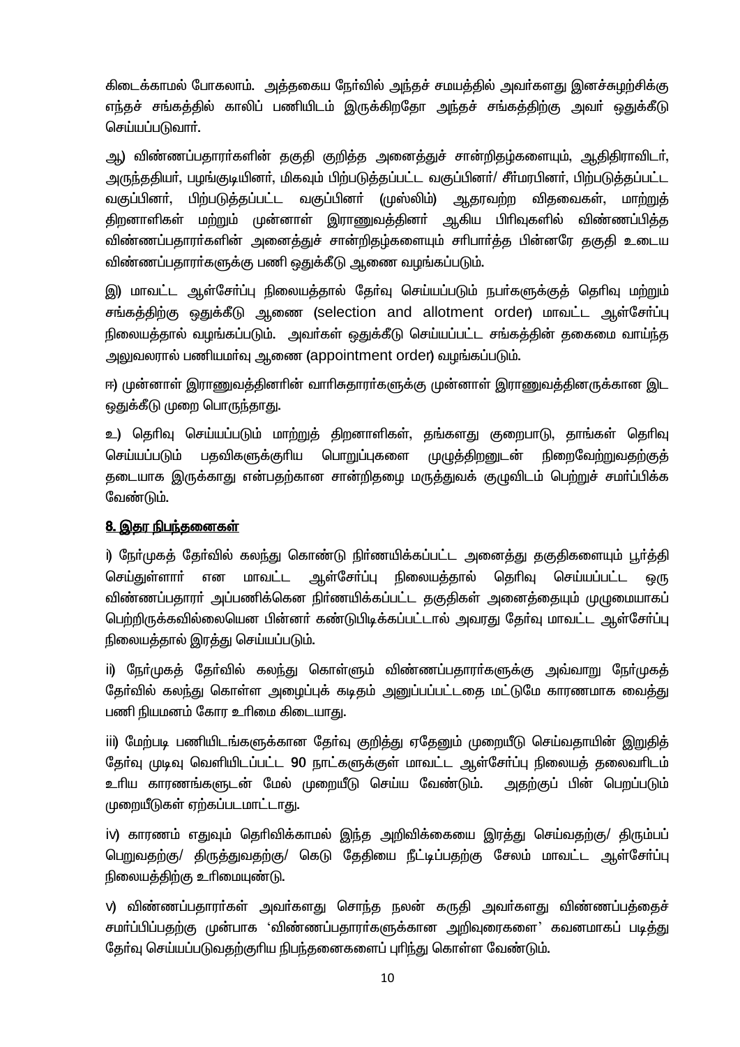கிடைக்காமல் போகலாம். அத்தகைய நேர்வில் அந்தச் சமயத்தில் அவர்களது இனச்சுழற்சிக்கு எந்தச் சங்கத்தில் காலிப் பணியிடம் இருக்கிறதோ அந்தச் சங்கத்திற்கு அவர் ஒதுக்கீடு செய்யப்படுவார்.

ஆ) விண்ணப்பதாரர்களின் தகுதி குறித்த அனைத்துச் சான்றிதழ்களையும், ஆதிதிராவிடர், அருந்ததியர், பழங்குடியினர், மிகவும் பிற்படுத்தப்பட்ட வகுப்பினர்/ சீர்மரபினர், பிற்படுத்தப்பட்ட வகுப்பினர், பிற்படுத்தப்பட்ட வகுப்பினர் (முஸ்லிம்) ஆதரவற்ற விதவைகள், மாற்றுத் திறனாளிகள் மற்றும் முன்னாள் இராணுவத்தினர் ஆகிய பிரிவுகளில் விண்ணப்பித்த விண்ணப்பதாரர்களின் அனைத்துச் சான்றிதழ்களையும் சரிபார்த்த பின்னரே தகுதி உடைய விண்ணப்பதாரர்களுக்கு பணி ஒதுக்கீடு ஆணை வழங்கப்படும்.

இ) மாவட்ட ஆள்சேர்ப்பு நிலையத்தால் தேர்வு செய்யப்படும் நபர்களுக்குத் தெரிவு மற்றும் சங்கத்திற்கு ஒதுக்கீடு ஆணை (selection and allotment order) மாவட்ட ஆள்சேர்ப்பு நிலையத்தால் வழங்கப்படும். அவர்கள் ஒதுக்கீடு செய்யப்பட்ட சங்கத்தின் தகைமை வாய்ந்த அலுவலரால் பணியமர்வு ஆணை (appointment order) வழங்கப்படும்.

ஈ) முன்னாள் இராணுவத்தினரின் வாரிசுதாரர்களுக்கு முன்னாள் இராணுவத்தினருக்கான இட ஒதுக்கீடு முறை பொருந்தாது.

உ) தெரிவு செய்யப்படும் மாற்றுத் திறனாளிகள், தங்களது குறைபாடு, தாங்கள் தெரிவு செய்யப்படும் பதவிகளுக்குரிய பொறுப்புகளை முழுத்திறனுடன் நிறைவேற்றுவதற்குத் தடையாக இருக்காது என்பதற்கான சான்றிதழை மருத்துவக் குழுவிடம் பெற்றுச் சமர்ப்பிக்க வேண்டும்.

## <u>8. இதர நிபந்தனைகள்</u>

i) நேர்முகத் தேர்வில் கலந்து கொண்டு நிர்ணயிக்கப்பட்ட அனைத்து தகுதிகளையும் பூர்த்தி செய்துள்ளார் என மாவட்ட ஆள்சேர்ப்பு நிலையத்தால் தெரிவு செய்யப்பட்ட ஒரு விண்ணப்பதாரர் அப்பணிக்கென நிர்ணயிக்கப்பட்ட தகுதிகள் அனைத்தையும் முழுமையாகப் பெற்றிருக்கவில்லையென பின்னர் கண்டுபிடிக்கப்பட்டால் அவரது தேர்வு மாவட்ட ஆள்சேர்ப்பு நிலையத்தால் இரத்து செய்யப்படும்.

ii) நேர்முகத் தேர்வில் கலந்து கொள்ளும் விண்ணப்பதாரர்களுக்கு அவ்வாறு நேர்முகத் தேர்வில் கலந்து கொள்ள அழைப்புக் கடிதம் அனுப்பப்பட்டதை மட்டுமே காரணமாக வைத்து பணி நியமனம் கோர உரிமை கிடையாது.

iii) மேற்படி பணியிடங்களுக்கான தேர்வு குறித்து ஏதேனும் முறையீடு செய்வதாயின் இறுதித் தேர்வு முடிவு வெளியிடப்பட்ட 90 நாட்களுக்குள் மாவட்ட ஆள்சேர்ப்பு நிலையத் தலைவரிடம் உரிய காரணங்களுடன் மேல் முறையீடு செய்ய வேண்டும். அதற்குப் பின் பெறப்படும் முறையீடுகள் ஏற்கப்படமாட்டாது.

iv) காரணம் எதுவும் தெரிவிக்காமல் இந்த அறிவிக்கையை இரத்து செய்வதற்கு/ திரும்பப் பெறுவதற்கு/ திருத்துவதற்கு/ கெடு தேதியை நீட்டிப்பதற்கு சேலம் மாவட்ட ஆள்சேர்ப்பு நிலையத்திற்கு உரிமையுண்டு.

v) விண்ணப்பதாரர்கள் அவர்களது சொந்த நலன் கருதி அவர்களது விண்ணப்பத்தைச் சமர்ப்பிப்பதற்கு முன்பாக 'விண்ணப்பதாரர்களுக்கான அறிவுரைகளை' கவனமாகப் படித்து தேர்வு செய்யப்படுவதற்குரிய நிபந்தனைகளைப் புரிந்து கொள்ள வேண்டும்.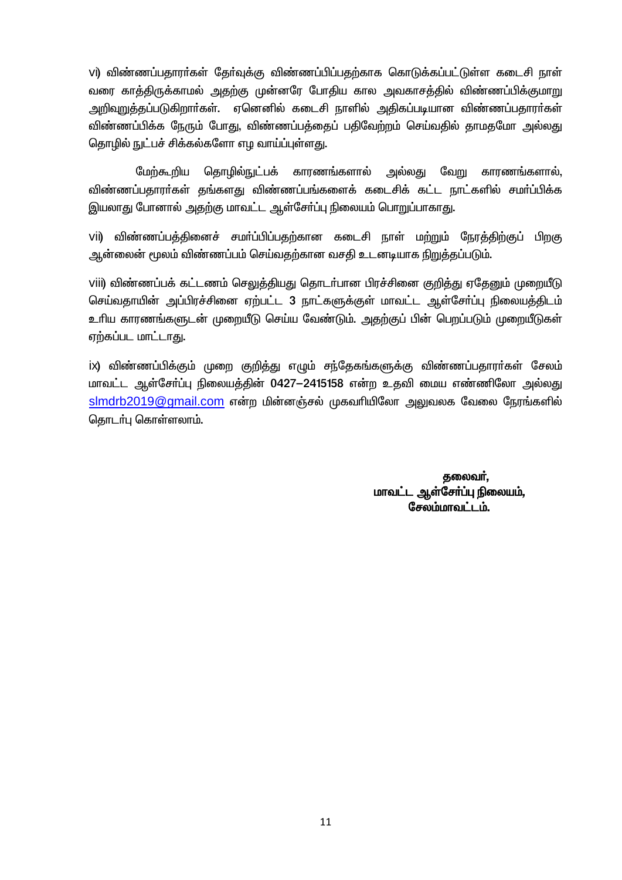vi) விண்ணப்பதாரர்கள் தேர்வுக்கு விண்ணப்பிப்பதற்காக கொடுக்கப்பட்டுள்ள கடைசி நாள் வரை காத்திருக்காமல் அதற்கு முன்னரே போதிய கால அவகாசத்தில் விண்ணப்பிக்குமாறு அறிவுறுத்தப்படுகிறார்கள். ஏனெனில் கடைசி நாளில் அதிகப்படியான விண்ணப்பதாரர்கள் விண்ணப்பிக்க நேரும் போது, விண்ணப்பத்தைப் பதிவேற்றம் செய்வதில் தாமதமோ அல்லது தொழில் நுட்பச் சிக்கல்களோ எழ வாய்ப்புள்ளது.

மேற்கூறிய தொழில்நுட்பக் காரணங்களால் அல்லது வேறு காரணங்களால், விண்ணப்பதாரர்கள் தங்களது விண்ணப்பங்களைக் கடைசிக் கட்ட நாட்களில் சமர்ப்பிக்க இயலாது போனால் அதற்கு மாவட்ட ஆள்சேர்ப்பு நிலையம் பொறுப்பாகாது.

vii) விண்ணப்பத்தினைச் சமர்ப்பிப்பதற்கான கடைசி நாள் மற்றும் நேரத்திற்குப் பிறகு ஆன்லைன் மூலம் விண்ணப்பம் செய்வதற்கான வசதி உடனடியாக நிறுத்தப்படும்.

viii) விண்ணப்பக் கட்டணம் செலுத்தியது தொடர்பான பிரச்சினை குறித்து ஏதேனும் முறையீடு செய்வதாயின் அப்பிரச்சினை ஏற்பட்ட 3 நாட்களுக்குள் மாவட்ட ஆள்சேர்ப்பு நிலையத்திடம் உரிய காரணங்களுடன் முறையீடு செய்ய வேண்டும். அதற்குப் பின் பெறப்படும் முறையீடுகள் ஏற்கப்பட மாட்டாது.

ix) விண்ணப்பிக்கும் முறை குறித்து எழும் சந்தேகங்களுக்கு விண்ணப்பதாரர்கள் சேலம் மாவட்ட ஆள்சேர்ப்பு நிலையத்தின் **0427–2415158** என்ற உதவி மைய எண்ணிலோ அல்லது slmdrb2019@gmail.com என்ற மின்னஞ்சல் முகவரியிலோ அலுவலக வேலை நேரங்களில் தொடர்பு கொள்ளலாம்.

**தலைவர்,**
**மாவட்ட ஆள்சேர்ப்பு நிலையம்,**
**சேலம்மாவட்டம்.**